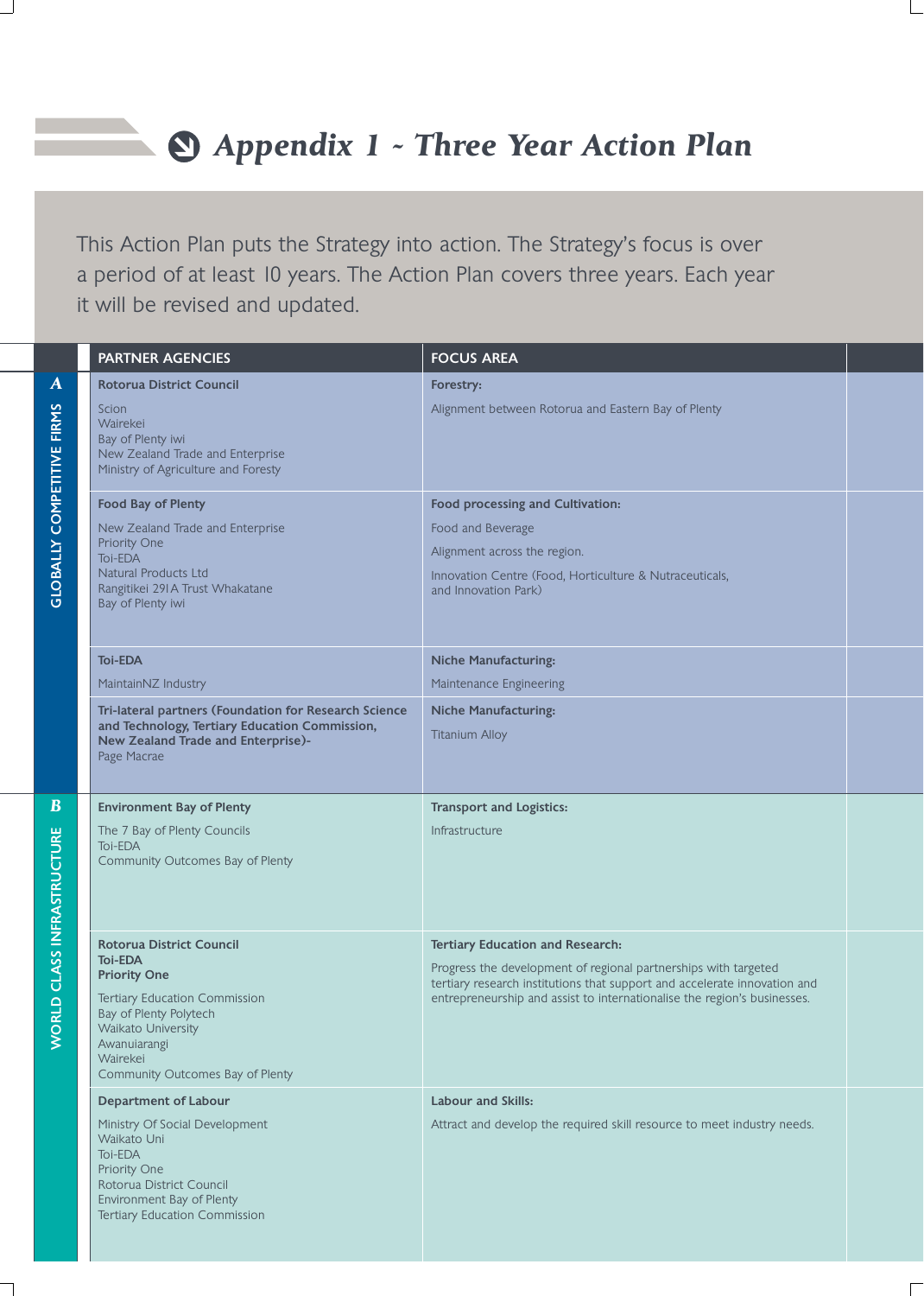# Appendix 1 ~ Three Year Action Plan

This Action Plan puts the Strategy into action. The Strategy's focus is over a period of at least 10 years. The Action Plan covers three years. Each year it will be revised and updated.

| | PARTNER AGENCIES | FOCUS AREA | |
|---|---|---|---|
| **A – GLOBALLY COMPETITIVE FIRMS** | **Rotorua District Council**<br>Scion<br>Wairekei<br>Bay of Plenty iwi<br>New Zealand Trade and Enterprise<br>Ministry of Agriculture and Foresty | **Forestry:**<br>Alignment between Rotorua and Eastern Bay of Plenty | |
| | **Food Bay of Plenty**<br>New Zealand Trade and Enterprise<br>Priority One<br>Toi-EDA<br>Natural Products Ltd<br>Rangitikei 291A Trust Whakatane<br>Bay of Plenty iwi | **Food processing and Cultivation:**<br>Food and Beverage<br>Alignment across the region.<br>Innovation Centre (Food, Horticulture & Nutraceuticals, and Innovation Park) | |
| | **Toi-EDA**<br>MaintainNZ Industry | **Niche Manufacturing:**<br>Maintenance Engineering | |
| | **Tri-lateral partners (Foundation for Research Science and Technology, Tertiary Education Commission, New Zealand Trade and Enterprise)-**<br>Page Macrae | **Niche Manufacturing:**<br>Titanium Alloy | |
| **B – WORLD CLASS INFRASTRUCTURE** | **Environment Bay of Plenty**<br>The 7 Bay of Plenty Councils<br>Toi-EDA<br>Community Outcomes Bay of Plenty | **Transport and Logistics:**<br>Infrastructure | |
| | **Rotorua District Council**<br>**Toi-EDA**<br>**Priority One**<br>Tertiary Education Commission<br>Bay of Plenty Polytech<br>Waikato University<br>Awanuiarangi<br>Wairekei<br>Community Outcomes Bay of Plenty | **Tertiary Education and Research:**<br>Progress the development of regional partnerships with targeted tertiary research institutions that support and accelerate innovation and entrepreneurship and assist to internationalise the region's businesses. | |
| | **Department of Labour**<br>Ministry Of Social Development<br>Waikato Uni<br>Toi-EDA<br>Priority One<br>Rotorua District Council<br>Environment Bay of Plenty<br>Tertiary Education Commission | **Labour and Skills:**<br>Attract and develop the required skill resource to meet industry needs. | |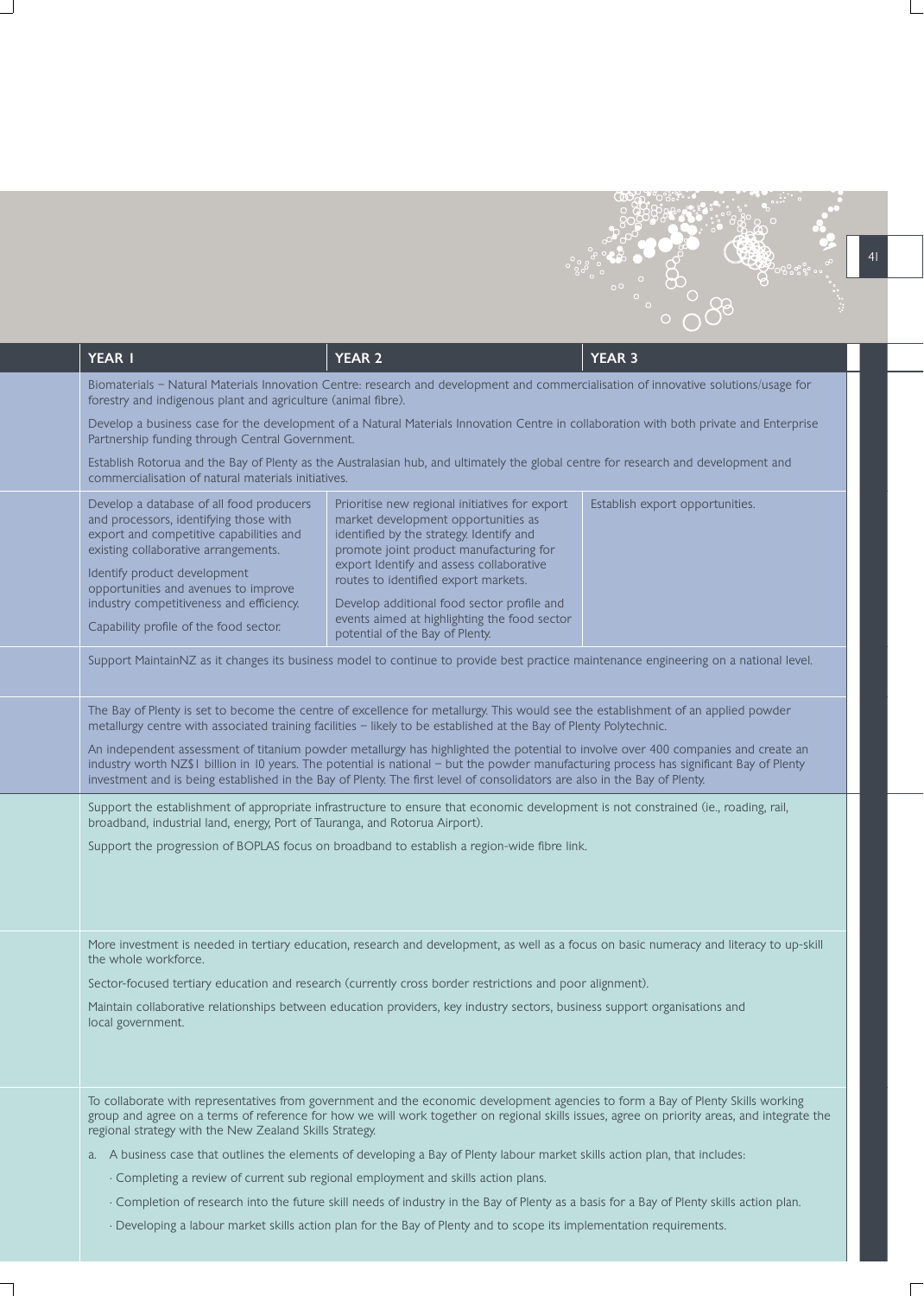| YEAR 1 | YEAR 2 | YEAR 3 |
|---|---|---|
| Biomaterials – Natural Materials Innovation Centre: research and development and commercialisation of innovative solutions/usage for forestry and indigenous plant and agriculture (animal fibre). Develop a business case for the development of a Natural Materials Innovation Centre in collaboration with both private and Enterprise Partnership funding through Central Government. Establish Rotorua and the Bay of Plenty as the Australasian hub, and ultimately the global centre for research and development and commercialisation of natural materials initiatives. | | |
| Develop a database of all food producers and processors, identifying those with export and competitive capabilities and existing collaborative arrangements. Identify product development opportunities and avenues to improve industry competitiveness and efficiency. Capability profile of the food sector. | Prioritise new regional initiatives for export market development opportunities as identified by the strategy. Identify and promote joint product manufacturing for export Identify and assess collaborative routes to identified export markets. Develop additional food sector profile and events aimed at highlighting the food sector potential of the Bay of Plenty. | Establish export opportunities. |
| Support MaintainNZ as it changes its business model to continue to provide best practice maintenance engineering on a national level. | | |
| The Bay of Plenty is set to become the centre of excellence for metallurgy. This would see the establishment of an applied powder metallurgy centre with associated training facilities – likely to be established at the Bay of Plenty Polytechnic. An independent assessment of titanium powder metallurgy has highlighted the potential to involve over 400 companies and create an industry worth NZ$1 billion in 10 years. The potential is national – but the powder manufacturing process has significant Bay of Plenty investment and is being established in the Bay of Plenty. The first level of consolidators are also in the Bay of Plenty. | | |
| Support the establishment of appropriate infrastructure to ensure that economic development is not constrained (ie., roading, rail, broadband, industrial land, energy, Port of Tauranga, and Rotorua Airport). Support the progression of BOPLAS focus on broadband to establish a region-wide fibre link. | | |
| More investment is needed in tertiary education, research and development, as well as a focus on basic numeracy and literacy to up-skill the whole workforce. Sector-focused tertiary education and research (currently cross border restrictions and poor alignment). Maintain collaborative relationships between education providers, key industry sectors, business support organisations and local government. | | |
| To collaborate with representatives from government and the economic development agencies to form a Bay of Plenty Skills working group and agree on a terms of reference for how we will work together on regional skills issues, agree on priority areas, and integrate the regional strategy with the New Zealand Skills Strategy. a. A business case that outlines the elements of developing a Bay of Plenty labour market skills action plan, that includes: · Completing a review of current sub regional employment and skills action plans. · Completion of research into the future skill needs of industry in the Bay of Plenty as a basis for a Bay of Plenty skills action plan. · Developing a labour market skills action plan for the Bay of Plenty and to scope its implementation requirements. | | |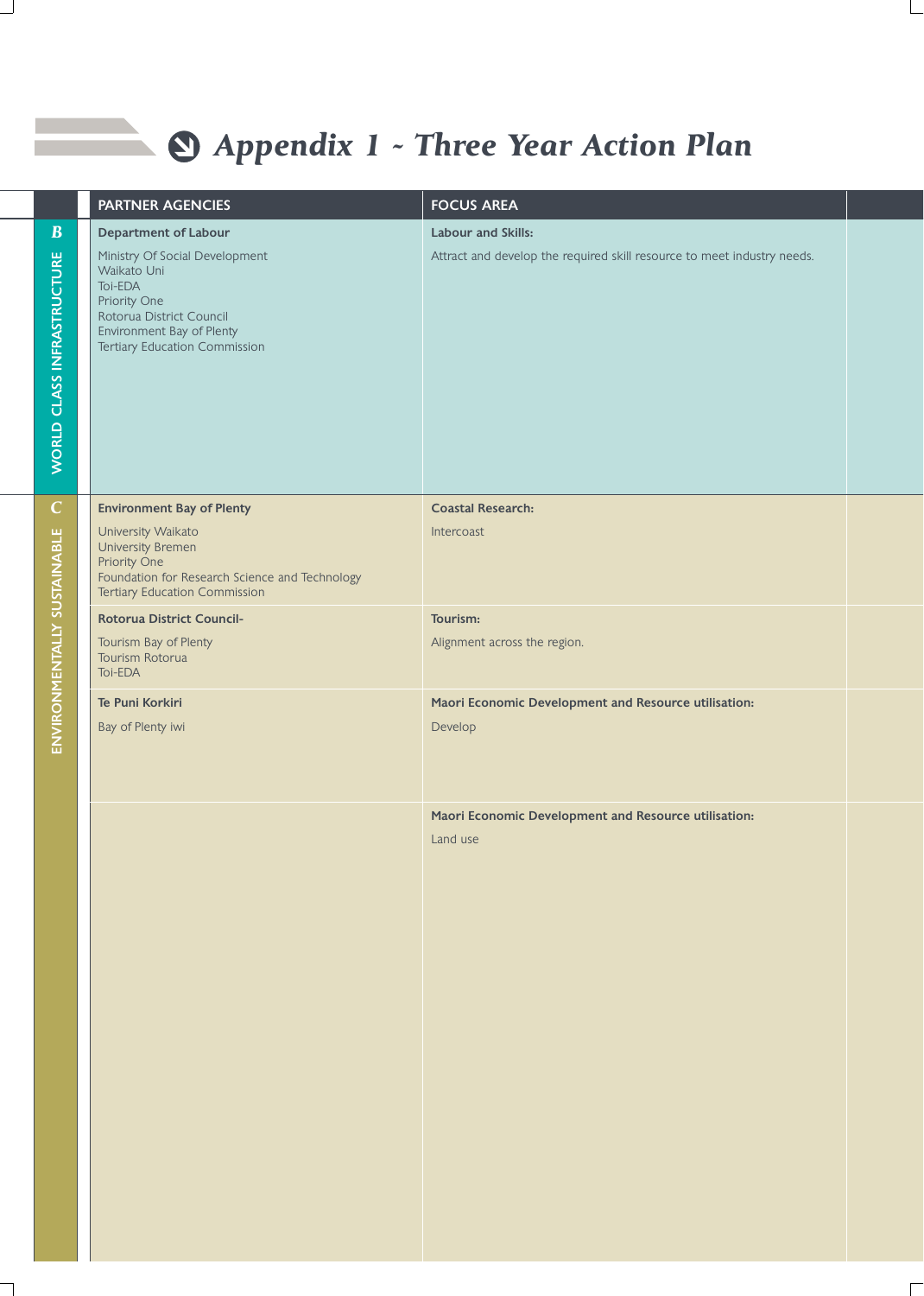# Appendix 1 ~ Three Year Action Plan

| | PARTNER AGENCIES | FOCUS AREA | |
|---|---|---|---|
| **B** WORLD CLASS INFRASTRUCTURE | **Department of Labour**<br>Ministry Of Social Development<br>Waikato Uni<br>Toi-EDA<br>Priority One<br>Rotorua District Council<br>Environment Bay of Plenty<br>Tertiary Education Commission | **Labour and Skills:**<br>Attract and develop the required skill resource to meet industry needs. | |
| **C** ENVIRONMENTALLY SUSTAINABLE | **Environment Bay of Plenty**<br>University Waikato<br>University Bremen<br>Priority One<br>Foundation for Research Science and Technology<br>Tertiary Education Commission | **Coastal Research:**<br>Intercoast | |
| | **Rotorua District Council-**<br>Tourism Bay of Plenty<br>Tourism Rotorua<br>Toi-EDA | **Tourism:**<br>Alignment across the region. | |
| | **Te Puni Korkiri**<br>Bay of Plenty iwi | **Maori Economic Development and Resource utilisation:**<br>Develop | |
| | | **Maori Economic Development and Resource utilisation:**<br>Land use | |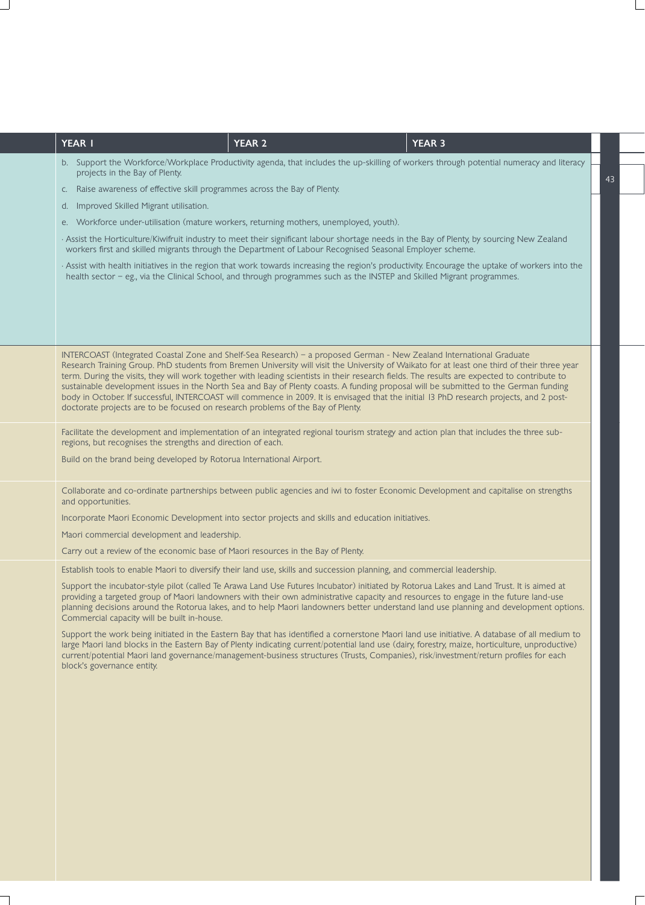| YEAR 1 | YEAR 2 | YEAR 3 |
|---|---|---|

b. Support the Workforce/Workplace Productivity agenda, that includes the up-skilling of workers through potential numeracy and literacy projects in the Bay of Plenty.

c. Raise awareness of effective skill programmes across the Bay of Plenty.

d. Improved Skilled Migrant utilisation.

e. Workforce under-utilisation (mature workers, returning mothers, unemployed, youth).

· Assist the Horticulture/Kiwifruit industry to meet their significant labour shortage needs in the Bay of Plenty, by sourcing New Zealand workers first and skilled migrants through the Department of Labour Recognised Seasonal Employer scheme.

· Assist with health initiatives in the region that work towards increasing the region's productivity. Encourage the uptake of workers into the health sector – eg., via the Clinical School, and through programmes such as the INSTEP and Skilled Migrant programmes.

INTERCOAST (Integrated Coastal Zone and Shelf-Sea Research) – a proposed German - New Zealand International Graduate Research Training Group. PhD students from Bremen University will visit the University of Waikato for at least one third of their three year term. During the visits, they will work together with leading scientists in their research fields. The results are expected to contribute to sustainable development issues in the North Sea and Bay of Plenty coasts. A funding proposal will be submitted to the German funding body in October. If successful, INTERCOAST will commence in 2009. It is envisaged that the initial 13 PhD research projects, and 2 post-doctorate projects are to be focused on research problems of the Bay of Plenty.

Facilitate the development and implementation of an integrated regional tourism strategy and action plan that includes the three sub-regions, but recognises the strengths and direction of each.

Build on the brand being developed by Rotorua International Airport.

Collaborate and co-ordinate partnerships between public agencies and iwi to foster Economic Development and capitalise on strengths and opportunities.

Incorporate Maori Economic Development into sector projects and skills and education initiatives.

Maori commercial development and leadership.

Carry out a review of the economic base of Maori resources in the Bay of Plenty.

Establish tools to enable Maori to diversify their land use, skills and succession planning, and commercial leadership.

Support the incubator-style pilot (called Te Arawa Land Use Futures Incubator) initiated by Rotorua Lakes and Land Trust. It is aimed at providing a targeted group of Maori landowners with their own administrative capacity and resources to engage in the future land-use planning decisions around the Rotorua lakes, and to help Maori landowners better understand land use planning and development options. Commercial capacity will be built in-house.

Support the work being initiated in the Eastern Bay that has identified a cornerstone Maori land use initiative. A database of all medium to large Maori land blocks in the Eastern Bay of Plenty indicating current/potential land use (dairy, forestry, maize, horticulture, unproductive) current/potential Maori land governance/management-business structures (Trusts, Companies), risk/investment/return profiles for each block's governance entity.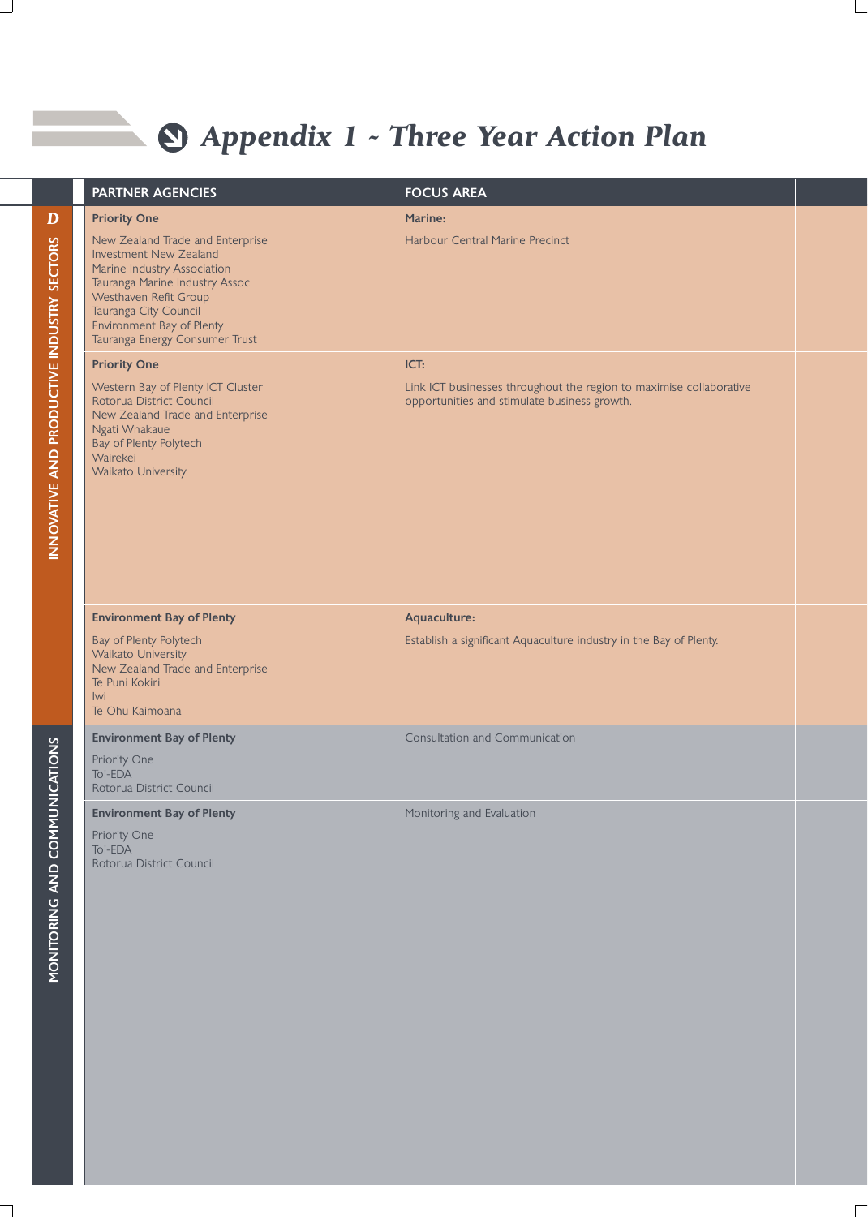# Appendix 1 ~ Three Year Action Plan

| | PARTNER AGENCIES | FOCUS AREA | |
|---|---|---|---|
| D INNOVATIVE AND PRODUCTIVE INDUSTRY SECTORS | **Priority One**<br>New Zealand Trade and Enterprise<br>Investment New Zealand<br>Marine Industry Association<br>Tauranga Marine Industry Assoc<br>Westhaven Refit Group<br>Tauranga City Council<br>Environment Bay of Plenty<br>Tauranga Energy Consumer Trust | **Marine:**<br>Harbour Central Marine Precinct | |
| | **Priority One**<br>Western Bay of Plenty ICT Cluster<br>Rotorua District Council<br>New Zealand Trade and Enterprise<br>Ngati Whakaue<br>Bay of Plenty Polytech<br>Wairekei<br>Waikato University | **ICT:**<br>Link ICT businesses throughout the region to maximise collaborative opportunities and stimulate business growth. | |
| | **Environment Bay of Plenty**<br>Bay of Plenty Polytech<br>Waikato University<br>New Zealand Trade and Enterprise<br>Te Puni Kokiri<br>Iwi<br>Te Ohu Kaimoana | **Aquaculture:**<br>Establish a significant Aquaculture industry in the Bay of Plenty. | |
| MONITORING AND COMMUNICATIONS | **Environment Bay of Plenty**<br>Priority One<br>Toi-EDA<br>Rotorua District Council | Consultation and Communication | |
| | **Environment Bay of Plenty**<br>Priority One<br>Toi-EDA<br>Rotorua District Council | Monitoring and Evaluation | |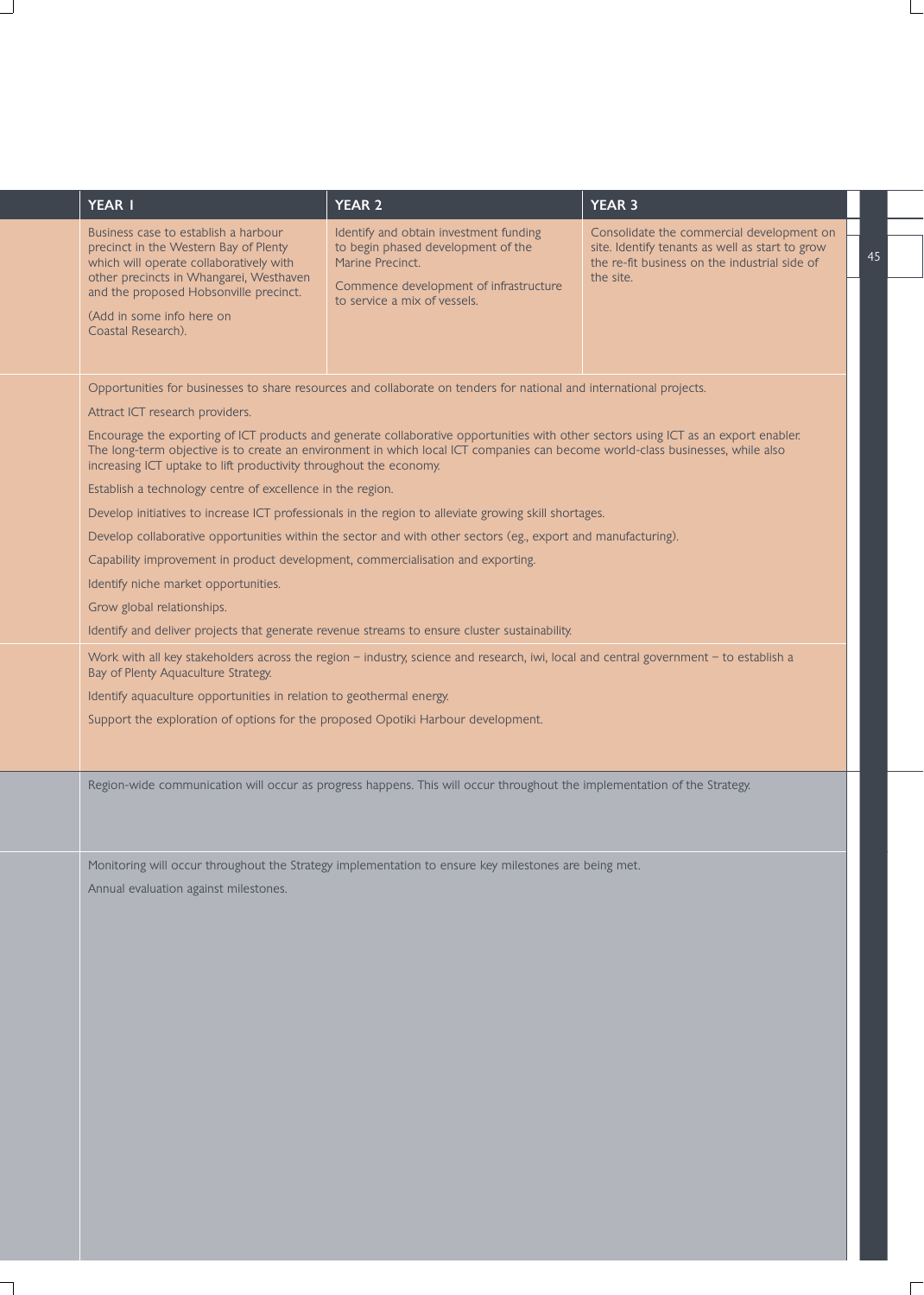| YEAR 1 | YEAR 2 | YEAR 3 |
|---|---|---|
| Business case to establish a harbour precinct in the Western Bay of Plenty which will operate collaboratively with other precincts in Whangarei, Westhaven and the proposed Hobsonville precinct.<br><br>(Add in some info here on Coastal Research). | Identify and obtain investment funding to begin phased development of the Marine Precinct.<br><br>Commence development of infrastructure to service a mix of vessels. | Consolidate the commercial development on site. Identify tenants as well as start to grow the re-fit business on the industrial side of the site. |

Opportunities for businesses to share resources and collaborate on tenders for national and international projects.

Attract ICT research providers.

Encourage the exporting of ICT products and generate collaborative opportunities with other sectors using ICT as an export enabler. The long-term objective is to create an environment in which local ICT companies can become world-class businesses, while also increasing ICT uptake to lift productivity throughout the economy.

Establish a technology centre of excellence in the region.

Develop initiatives to increase ICT professionals in the region to alleviate growing skill shortages.

Develop collaborative opportunities within the sector and with other sectors (eg., export and manufacturing).

Capability improvement in product development, commercialisation and exporting.

Identify niche market opportunities.

Grow global relationships.

Identify and deliver projects that generate revenue streams to ensure cluster sustainability.

Work with all key stakeholders across the region – industry, science and research, iwi, local and central government – to establish a Bay of Plenty Aquaculture Strategy.

Identify aquaculture opportunities in relation to geothermal energy.

Support the exploration of options for the proposed Opotiki Harbour development.

Region-wide communication will occur as progress happens. This will occur throughout the implementation of the Strategy.

Monitoring will occur throughout the Strategy implementation to ensure key milestones are being met.

Annual evaluation against milestones.